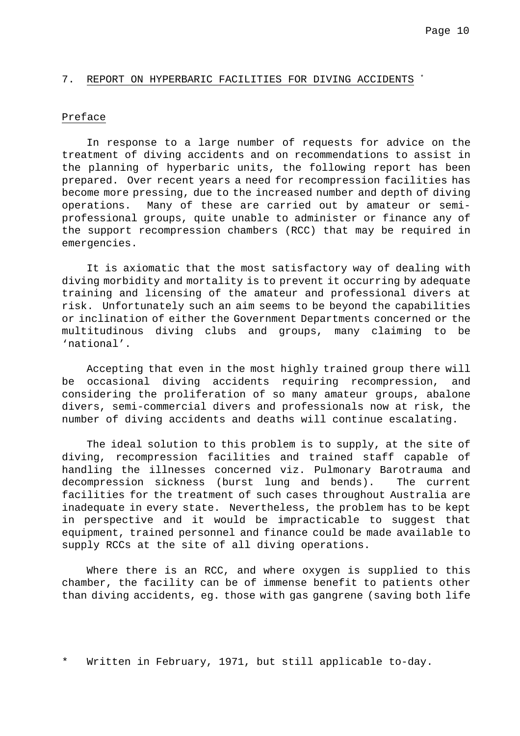## 7. REPORT ON HYPERBARIC FACILITIES FOR DIVING ACCIDENTS *

### Preface

In response to a large number of requests for advice on the treatment of diving accidents and on recommendations to assist in the planning of hyperbaric units, the following report has been prepared. Over recent years a need for recompression facilities has become more pressing, due to the increased number and depth of diving operations. Many of these are carried out by amateur or semi-professional groups, quite unable to administer or finance any of the support recompression chambers (RCC) that may be required in emergencies.

It is axiomatic that the most satisfactory way of dealing with diving morbidity and mortality is to prevent it occurring by adequate training and licensing of the amateur and professional divers at risk. Unfortunately such an aim seems to be beyond the capabilities or inclination of either the Government Departments concerned or the multitudinous diving clubs and groups, many claiming to be 'national'.

Accepting that even in the most highly trained group there will be occasional diving accidents requiring recompression, and considering the proliferation of so many amateur groups, abalone divers, semi-commercial divers and professionals now at risk, the number of diving accidents and deaths will continue escalating.

The ideal solution to this problem is to supply, at the site of diving, recompression facilities and trained staff capable of handling the illnesses concerned viz. Pulmonary Barotrauma and decompression sickness (burst lung and bends). The current facilities for the treatment of such cases throughout Australia are inadequate in every state. Nevertheless, the problem has to be kept in perspective and it would be impracticable to suggest that equipment, trained personnel and finance could be made available to supply RCCs at the site of all diving operations.

Where there is an RCC, and where oxygen is supplied to this chamber, the facility can be of immense benefit to patients other than diving accidents, eg. those with gas gangrene (saving both life

\* Written in February, 1971, but still applicable to-day.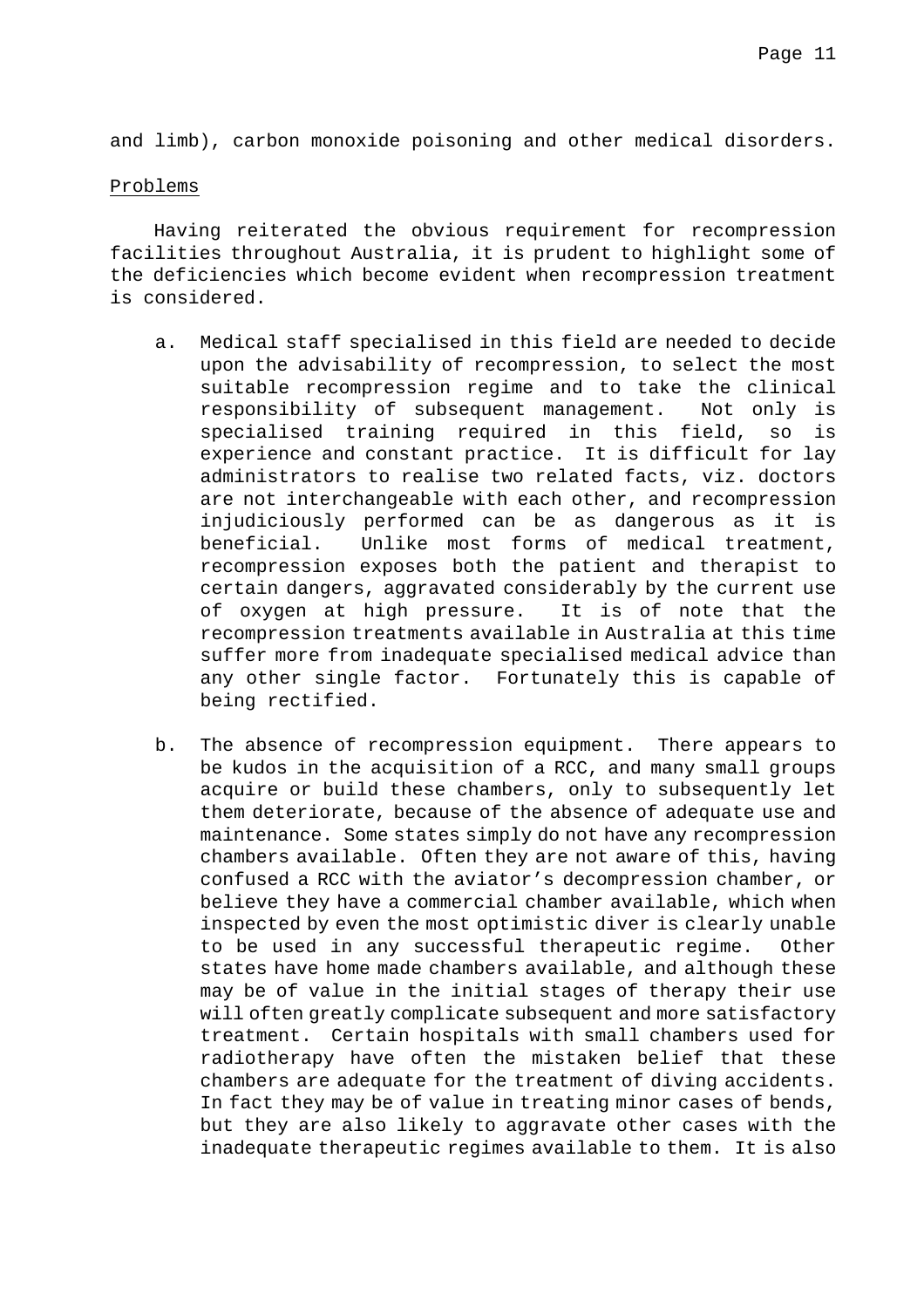and limb), carbon monoxide poisoning and other medical disorders.

## Problems

Having reiterated the obvious requirement for recompression facilities throughout Australia, it is prudent to highlight some of the deficiencies which become evident when recompression treatment is considered.

a. Medical staff specialised in this field are needed to decide upon the advisability of recompression, to select the most suitable recompression regime and to take the clinical responsibility of subsequent management. Not only is specialised training required in this field, so is experience and constant practice. It is difficult for lay administrators to realise two related facts, viz. doctors are not interchangeable with each other, and recompression injudiciously performed can be as dangerous as it is beneficial. Unlike most forms of medical treatment, recompression exposes both the patient and therapist to certain dangers, aggravated considerably by the current use of oxygen at high pressure. It is of note that the recompression treatments available in Australia at this time suffer more from inadequate specialised medical advice than any other single factor. Fortunately this is capable of being rectified.

b. The absence of recompression equipment. There appears to be kudos in the acquisition of a RCC, and many small groups acquire or build these chambers, only to subsequently let them deteriorate, because of the absence of adequate use and maintenance. Some states simply do not have any recompression chambers available. Often they are not aware of this, having confused a RCC with the aviator's decompression chamber, or believe they have a commercial chamber available, which when inspected by even the most optimistic diver is clearly unable to be used in any successful therapeutic regime. Other states have home made chambers available, and although these may be of value in the initial stages of therapy their use will often greatly complicate subsequent and more satisfactory treatment. Certain hospitals with small chambers used for radiotherapy have often the mistaken belief that these chambers are adequate for the treatment of diving accidents. In fact they may be of value in treating minor cases of bends, but they are also likely to aggravate other cases with the inadequate therapeutic regimes available to them. It is also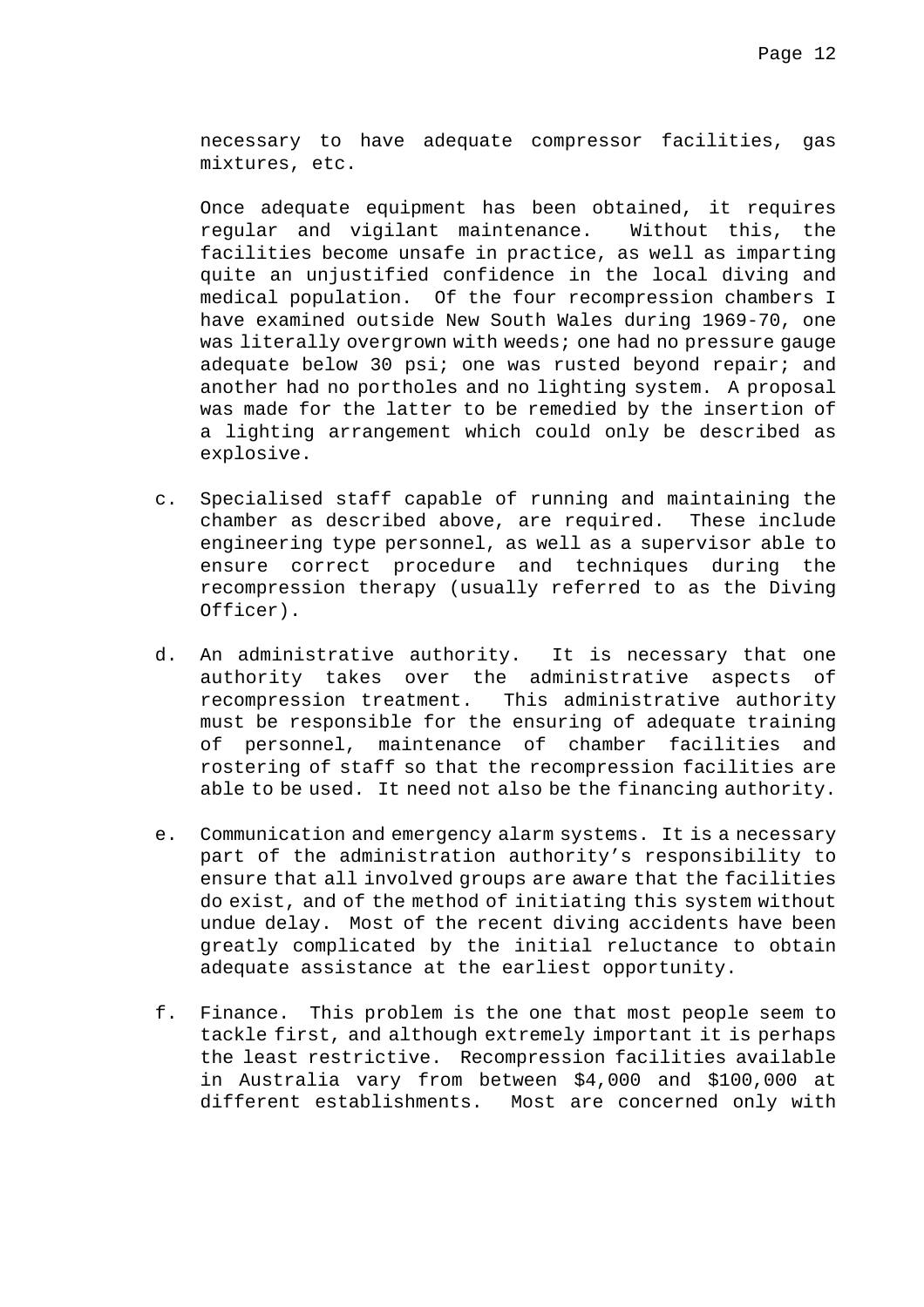necessary to have adequate compressor facilities, gas mixtures, etc.

Once adequate equipment has been obtained, it requires regular and vigilant maintenance. Without this, the facilities become unsafe in practice, as well as imparting quite an unjustified confidence in the local diving and medical population. Of the four recompression chambers I have examined outside New South Wales during 1969-70, one was literally overgrown with weeds; one had no pressure gauge adequate below 30 psi; one was rusted beyond repair; and another had no portholes and no lighting system. A proposal was made for the latter to be remedied by the insertion of a lighting arrangement which could only be described as explosive.

c. Specialised staff capable of running and maintaining the chamber as described above, are required. These include engineering type personnel, as well as a supervisor able to ensure correct procedure and techniques during the recompression therapy (usually referred to as the Diving Officer).

d. An administrative authority. It is necessary that one authority takes over the administrative aspects of recompression treatment. This administrative authority must be responsible for the ensuring of adequate training of personnel, maintenance of chamber facilities and rostering of staff so that the recompression facilities are able to be used. It need not also be the financing authority.

e. Communication and emergency alarm systems. It is a necessary part of the administration authority's responsibility to ensure that all involved groups are aware that the facilities do exist, and of the method of initiating this system without undue delay. Most of the recent diving accidents have been greatly complicated by the initial reluctance to obtain adequate assistance at the earliest opportunity.

f. Finance. This problem is the one that most people seem to tackle first, and although extremely important it is perhaps the least restrictive. Recompression facilities available in Australia vary from between $4,000 and $100,000 at different establishments. Most are concerned only with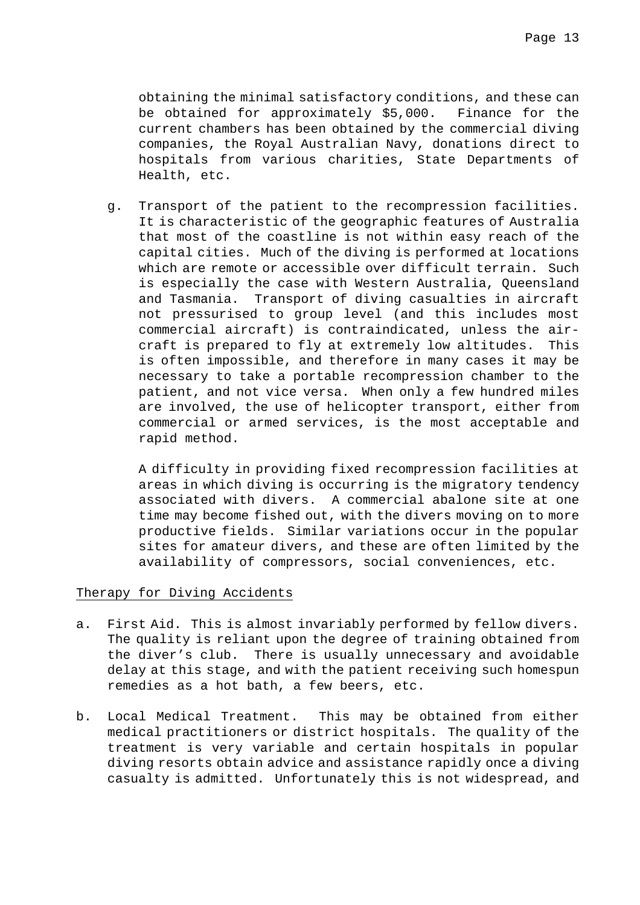obtaining the minimal satisfactory conditions, and these can be obtained for approximately $5,000. Finance for the current chambers has been obtained by the commercial diving companies, the Royal Australian Navy, donations direct to hospitals from various charities, State Departments of Health, etc.

g. Transport of the patient to the recompression facilities. It is characteristic of the geographic features of Australia that most of the coastline is not within easy reach of the capital cities. Much of the diving is performed at locations which are remote or accessible over difficult terrain. Such is especially the case with Western Australia, Queensland and Tasmania. Transport of diving casualties in aircraft not pressurised to group level (and this includes most commercial aircraft) is contraindicated, unless the aircraft is prepared to fly at extremely low altitudes. This is often impossible, and therefore in many cases it may be necessary to take a portable recompression chamber to the patient, and not vice versa. When only a few hundred miles are involved, the use of helicopter transport, either from commercial or armed services, is the most acceptable and rapid method.

   A difficulty in providing fixed recompression facilities at areas in which diving is occurring is the migratory tendency associated with divers. A commercial abalone site at one time may become fished out, with the divers moving on to more productive fields. Similar variations occur in the popular sites for amateur divers, and these are often limited by the availability of compressors, social conveniences, etc.

<u>Therapy for Diving Accidents</u>

a. First Aid. This is almost invariably performed by fellow divers. The quality is reliant upon the degree of training obtained from the diver's club. There is usually unnecessary and avoidable delay at this stage, and with the patient receiving such homespun remedies as a hot bath, a few beers, etc.

b. Local Medical Treatment. This may be obtained from either medical practitioners or district hospitals. The quality of the treatment is very variable and certain hospitals in popular diving resorts obtain advice and assistance rapidly once a diving casualty is admitted. Unfortunately this is not widespread, and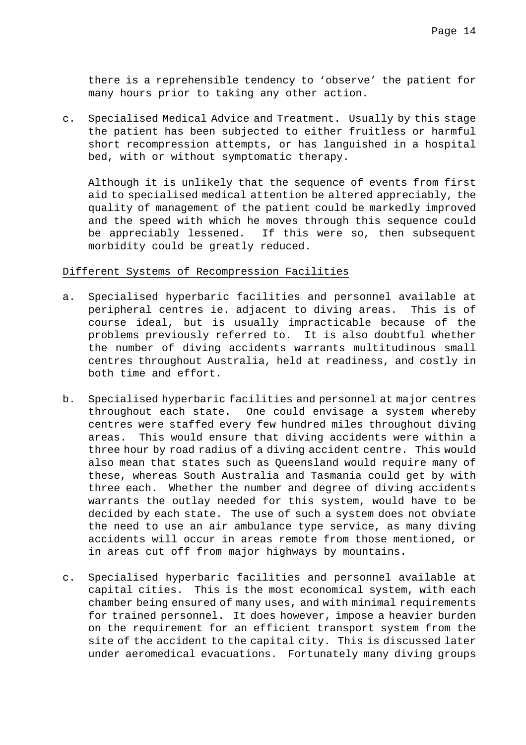there is a reprehensible tendency to 'observe' the patient for many hours prior to taking any other action.

c. Specialised Medical Advice and Treatment. Usually by this stage the patient has been subjected to either fruitless or harmful short recompression attempts, or has languished in a hospital bed, with or without symptomatic therapy.

   Although it is unlikely that the sequence of events from first aid to specialised medical attention be altered appreciably, the quality of management of the patient could be markedly improved and the speed with which he moves through this sequence could be appreciably lessened. If this were so, then subsequent morbidity could be greatly reduced.

<u>Different Systems of Recompression Facilities</u>

a. Specialised hyperbaric facilities and personnel available at peripheral centres ie. adjacent to diving areas. This is of course ideal, but is usually impracticable because of the problems previously referred to. It is also doubtful whether the number of diving accidents warrants multitudinous small centres throughout Australia, held at readiness, and costly in both time and effort.

b. Specialised hyperbaric facilities and personnel at major centres throughout each state. One could envisage a system whereby centres were staffed every few hundred miles throughout diving areas. This would ensure that diving accidents were within a three hour by road radius of a diving accident centre. This would also mean that states such as Queensland would require many of these, whereas South Australia and Tasmania could get by with three each. Whether the number and degree of diving accidents warrants the outlay needed for this system, would have to be decided by each state. The use of such a system does not obviate the need to use an air ambulance type service, as many diving accidents will occur in areas remote from those mentioned, or in areas cut off from major highways by mountains.

c. Specialised hyperbaric facilities and personnel available at capital cities. This is the most economical system, with each chamber being ensured of many uses, and with minimal requirements for trained personnel. It does however, impose a heavier burden on the requirement for an efficient transport system from the site of the accident to the capital city. This is discussed later under aeromedical evacuations. Fortunately many diving groups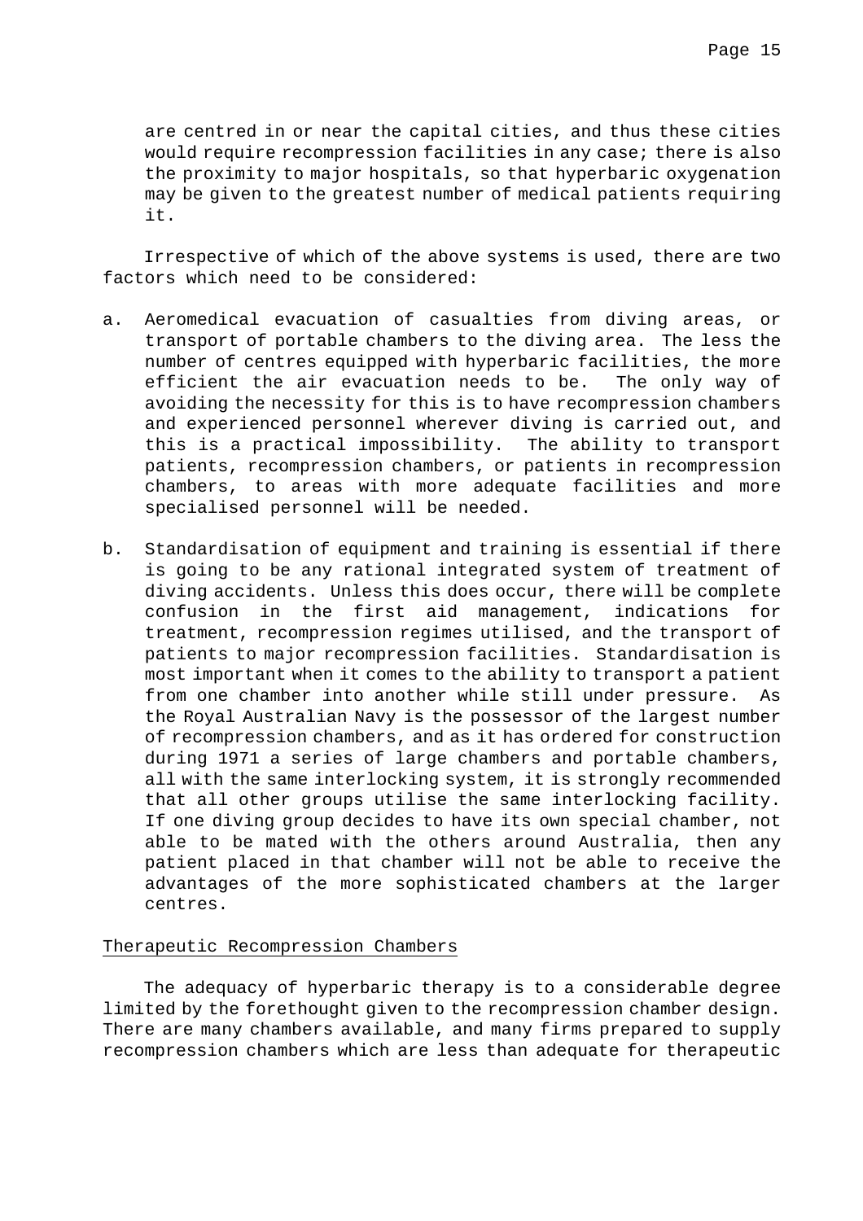are centred in or near the capital cities, and thus these cities would require recompression facilities in any case; there is also the proximity to major hospitals, so that hyperbaric oxygenation may be given to the greatest number of medical patients requiring it.

Irrespective of which of the above systems is used, there are two factors which need to be considered:

a. Aeromedical evacuation of casualties from diving areas, or transport of portable chambers to the diving area. The less the number of centres equipped with hyperbaric facilities, the more efficient the air evacuation needs to be. The only way of avoiding the necessity for this is to have recompression chambers and experienced personnel wherever diving is carried out, and this is a practical impossibility. The ability to transport patients, recompression chambers, or patients in recompression chambers, to areas with more adequate facilities and more specialised personnel will be needed.

b. Standardisation of equipment and training is essential if there is going to be any rational integrated system of treatment of diving accidents. Unless this does occur, there will be complete confusion in the first aid management, indications for treatment, recompression regimes utilised, and the transport of patients to major recompression facilities. Standardisation is most important when it comes to the ability to transport a patient from one chamber into another while still under pressure. As the Royal Australian Navy is the possessor of the largest number of recompression chambers, and as it has ordered for construction during 1971 a series of large chambers and portable chambers, all with the same interlocking system, it is strongly recommended that all other groups utilise the same interlocking facility. If one diving group decides to have its own special chamber, not able to be mated with the others around Australia, then any patient placed in that chamber will not be able to receive the advantages of the more sophisticated chambers at the larger centres.

## Therapeutic Recompression Chambers

The adequacy of hyperbaric therapy is to a considerable degree limited by the forethought given to the recompression chamber design. There are many chambers available, and many firms prepared to supply recompression chambers which are less than adequate for therapeutic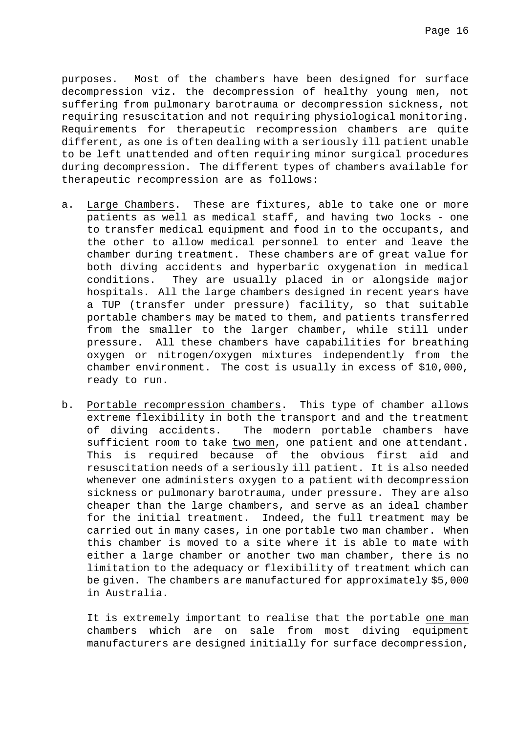purposes. Most of the chambers have been designed for surface decompression viz. the decompression of healthy young men, not suffering from pulmonary barotrauma or decompression sickness, not requiring resuscitation and not requiring physiological monitoring. Requirements for therapeutic recompression chambers are quite different, as one is often dealing with a seriously ill patient unable to be left unattended and often requiring minor surgical procedures during decompression. The different types of chambers available for therapeutic recompression are as follows:

a. <u>Large Chambers</u>. These are fixtures, able to take one or more patients as well as medical staff, and having two locks - one to transfer medical equipment and food in to the occupants, and the other to allow medical personnel to enter and leave the chamber during treatment. These chambers are of great value for both diving accidents and hyperbaric oxygenation in medical conditions. They are usually placed in or alongside major hospitals. All the large chambers designed in recent years have a TUP (transfer under pressure) facility, so that suitable portable chambers may be mated to them, and patients transferred from the smaller to the larger chamber, while still under pressure. All these chambers have capabilities for breathing oxygen or nitrogen/oxygen mixtures independently from the chamber environment. The cost is usually in excess of $10,000, ready to run.

b. <u>Portable recompression chambers</u>. This type of chamber allows extreme flexibility in both the transport and and the treatment of diving accidents. The modern portable chambers have sufficient room to take <u>two men</u>, one patient and one attendant. This is required because of the obvious first aid and resuscitation needs of a seriously ill patient. It is also needed whenever one administers oxygen to a patient with decompression sickness or pulmonary barotrauma, under pressure. They are also cheaper than the large chambers, and serve as an ideal chamber for the initial treatment. Indeed, the full treatment may be carried out in many cases, in one portable two man chamber. When this chamber is moved to a site where it is able to mate with either a large chamber or another two man chamber, there is no limitation to the adequacy or flexibility of treatment which can be given. The chambers are manufactured for approximately $5,000 in Australia.

   It is extremely important to realise that the portable <u>one man</u> chambers which are on sale from most diving equipment manufacturers are designed initially for surface decompression,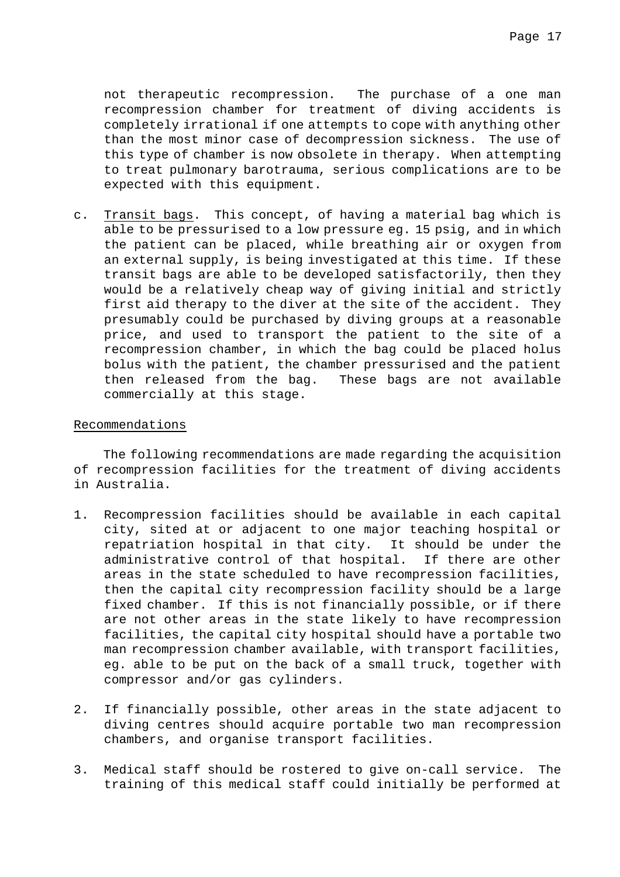not therapeutic recompression. The purchase of a one man recompression chamber for treatment of diving accidents is completely irrational if one attempts to cope with anything other than the most minor case of decompression sickness. The use of this type of chamber is now obsolete in therapy. When attempting to treat pulmonary barotrauma, serious complications are to be expected with this equipment.

c. Transit bags. This concept, of having a material bag which is able to be pressurised to a low pressure eg. 15 psig, and in which the patient can be placed, while breathing air or oxygen from an external supply, is being investigated at this time. If these transit bags are able to be developed satisfactorily, then they would be a relatively cheap way of giving initial and strictly first aid therapy to the diver at the site of the accident. They presumably could be purchased by diving groups at a reasonable price, and used to transport the patient to the site of a recompression chamber, in which the bag could be placed holus bolus with the patient, the chamber pressurised and the patient then released from the bag. These bags are not available commercially at this stage.

## Recommendations

The following recommendations are made regarding the acquisition of recompression facilities for the treatment of diving accidents in Australia.

1. Recompression facilities should be available in each capital city, sited at or adjacent to one major teaching hospital or repatriation hospital in that city. It should be under the administrative control of that hospital. If there are other areas in the state scheduled to have recompression facilities, then the capital city recompression facility should be a large fixed chamber. If this is not financially possible, or if there are not other areas in the state likely to have recompression facilities, the capital city hospital should have a portable two man recompression chamber available, with transport facilities, eg. able to be put on the back of a small truck, together with compressor and/or gas cylinders.

2. If financially possible, other areas in the state adjacent to diving centres should acquire portable two man recompression chambers, and organise transport facilities.

3. Medical staff should be rostered to give on-call service. The training of this medical staff could initially be performed at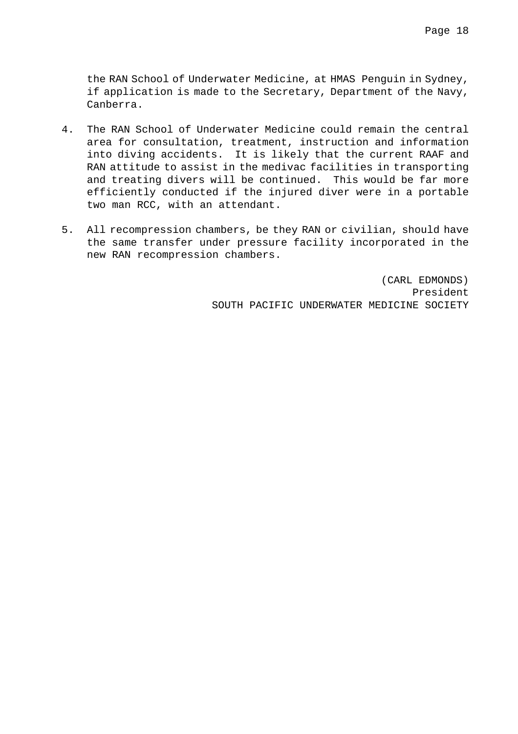the RAN School of Underwater Medicine, at HMAS Penguin in Sydney, if application is made to the Secretary, Department of the Navy, Canberra.

4. The RAN School of Underwater Medicine could remain the central area for consultation, treatment, instruction and information into diving accidents. It is likely that the current RAAF and RAN attitude to assist in the medivac facilities in transporting and treating divers will be continued. This would be far more efficiently conducted if the injured diver were in a portable two man RCC, with an attendant.

5. All recompression chambers, be they RAN or civilian, should have the same transfer under pressure facility incorporated in the new RAN recompression chambers.

(CARL EDMONDS)
President
SOUTH PACIFIC UNDERWATER MEDICINE SOCIETY